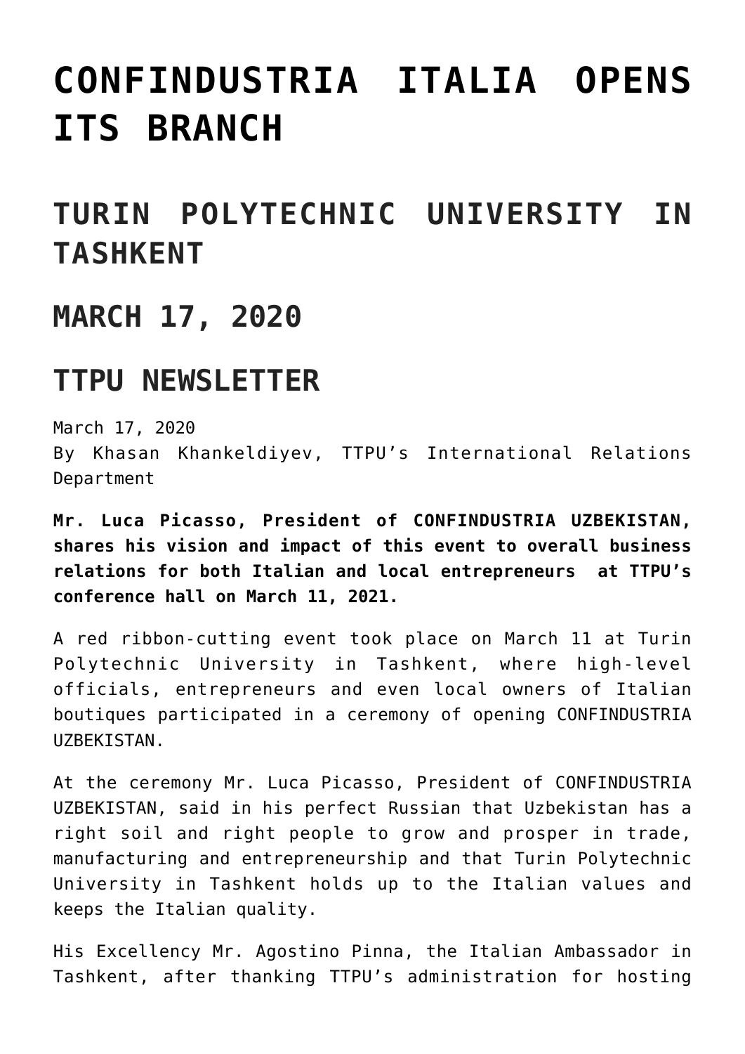# CONFINDUSTRIA ITALIA OPENS ITS BRANCH

## TURIN POLYTECHNIC UNIVERSITY IN TASHKENT

## MARCH 17, 2020

## TTPU NEWSLETTER

March 17, 2020
By Khasan Khankeldiyev, TTPU's International Relations Department

**Mr. Luca Picasso, President of CONFINDUSTRIA UZBEKISTAN, shares his vision and impact of this event to overall business relations for both Italian and local entrepreneurs at TTPU's conference hall on March 11, 2021.**

A red ribbon-cutting event took place on March 11 at Turin Polytechnic University in Tashkent, where high-level officials, entrepreneurs and even local owners of Italian boutiques participated in a ceremony of opening CONFINDUSTRIA UZBEKISTAN.

At the ceremony Mr. Luca Picasso, President of CONFINDUSTRIA UZBEKISTAN, said in his perfect Russian that Uzbekistan has a right soil and right people to grow and prosper in trade, manufacturing and entrepreneurship and that Turin Polytechnic University in Tashkent holds up to the Italian values and keeps the Italian quality.

His Excellency Mr. Agostino Pinna, the Italian Ambassador in Tashkent, after thanking TTPU's administration for hosting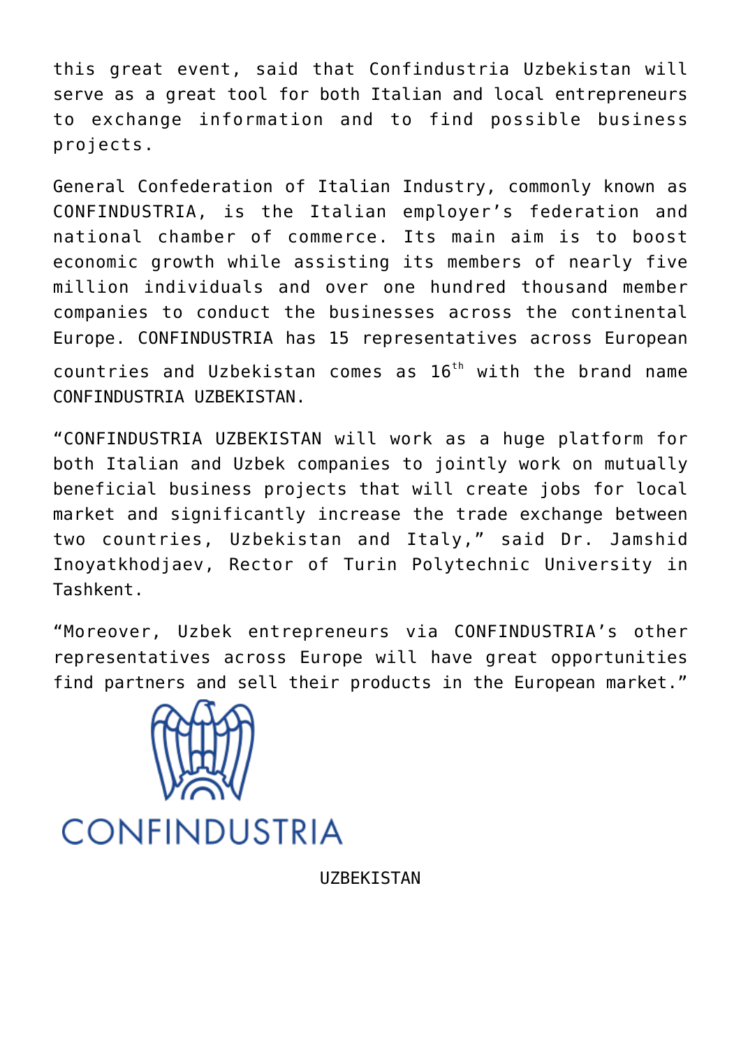this great event, said that Confindustria Uzbekistan will serve as a great tool for both Italian and local entrepreneurs to exchange information and to find possible business projects.

General Confederation of Italian Industry, commonly known as CONFINDUSTRIA, is the Italian employer's federation and national chamber of commerce. Its main aim is to boost economic growth while assisting its members of nearly five million individuals and over one hundred thousand member companies to conduct the businesses across the continental Europe. CONFINDUSTRIA has 15 representatives across European countries and Uzbekistan comes as 16th with the brand name CONFINDUSTRIA UZBEKISTAN.

"CONFINDUSTRIA UZBEKISTAN will work as a huge platform for both Italian and Uzbek companies to jointly work on mutually beneficial business projects that will create jobs for local market and significantly increase the trade exchange between two countries, Uzbekistan and Italy," said Dr. Jamshid Inoyatkhodjaev, Rector of Turin Polytechnic University in Tashkent.

"Moreover, Uzbek entrepreneurs via CONFINDUSTRIA's other representatives across Europe will have great opportunities find partners and sell their products in the European market."

CONFINDUSTRIA

UZBEKISTAN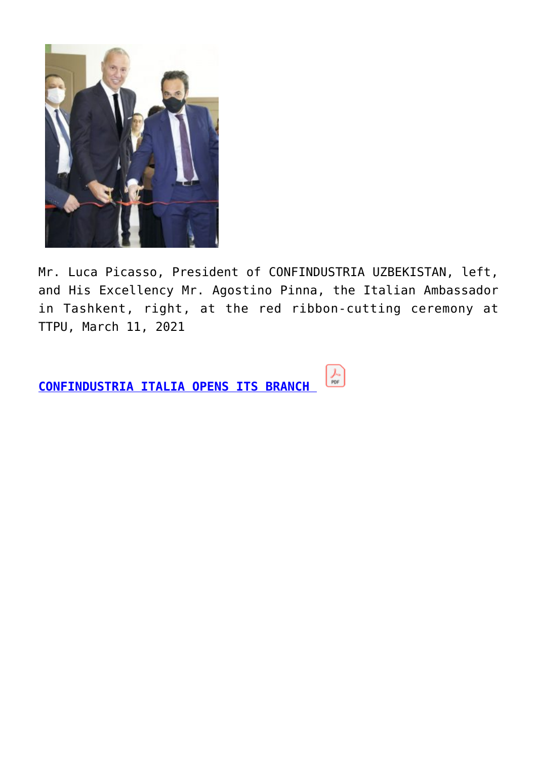Mr. Luca Picasso, President of CONFINDUSTRIA UZBEKISTAN, left, and His Excellency Mr. Agostino Pinna, the Italian Ambassador in Tashkent, right, at the red ribbon-cutting ceremony at TTPU, March 11, 2021

**CONFINDUSTRIA ITALIA OPENS ITS BRANCH**